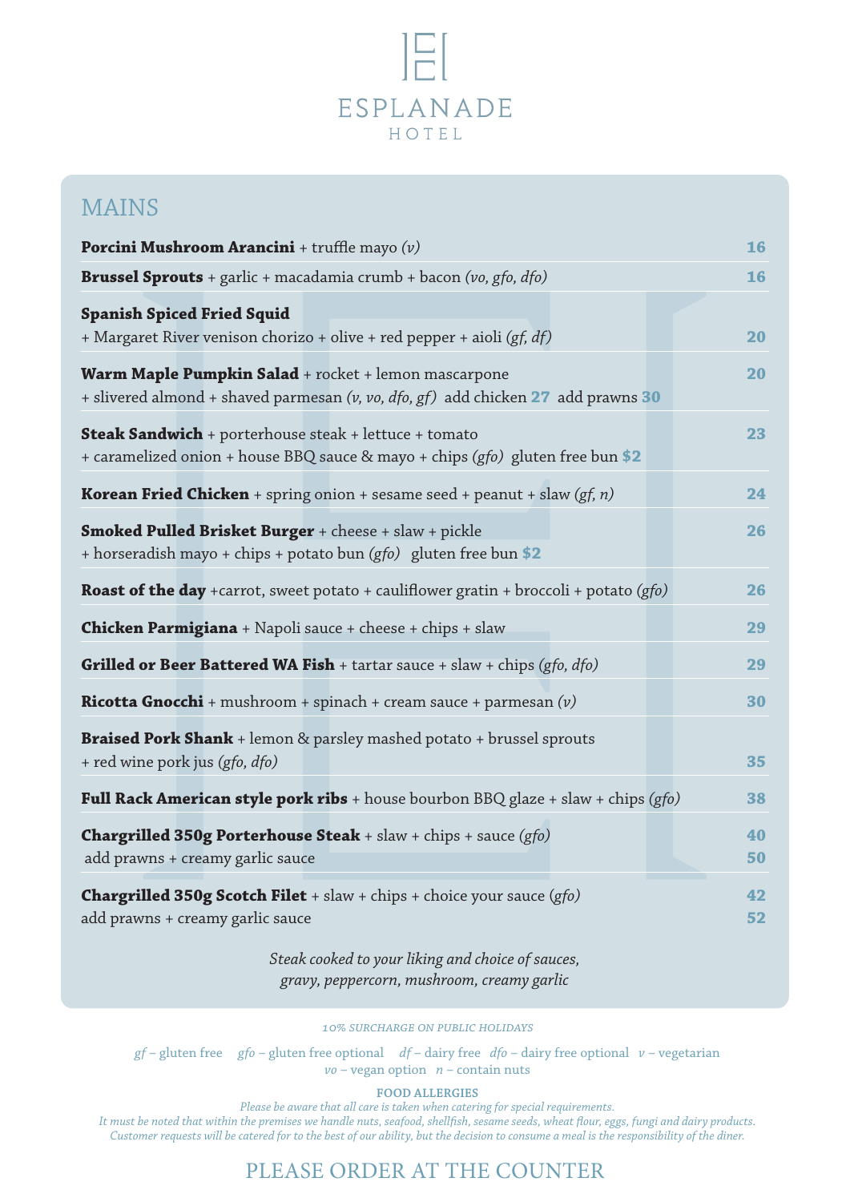# ESPLANADE
HOTEL

## MAINS

**Porcini Mushroom Arancini** + truffle mayo *(v)* **16**

**Brussel Sprouts** + garlic + macadamia crumb + bacon *(vo, gfo, dfo)* **16**

**Spanish Spiced Fried Squid**
+ Margaret River venison chorizo + olive + red pepper + aioli *(gf, df)* **20**

**Warm Maple Pumpkin Salad** + rocket + lemon mascarpone **20**
+ slivered almond + shaved parmesan *(v, vo, dfo, gf)* add chicken **27** add prawns **30**

**Steak Sandwich** + porterhouse steak + lettuce + tomato **23**
+ caramelized onion + house BBQ sauce & mayo + chips *(gfo)* gluten free bun **$2**

**Korean Fried Chicken** + spring onion + sesame seed + peanut + slaw *(gf, n)* **24**

**Smoked Pulled Brisket Burger** + cheese + slaw + pickle **26**
+ horseradish mayo + chips + potato bun *(gfo)* gluten free bun **$2**

**Roast of the day** +carrot, sweet potato + cauliflower gratin + broccoli + potato *(gfo)* **26**

**Chicken Parmigiana** + Napoli sauce + cheese + chips + slaw **29**

**Grilled or Beer Battered WA Fish** + tartar sauce + slaw + chips *(gfo, dfo)* **29**

**Ricotta Gnocchi** + mushroom + spinach + cream sauce + parmesan *(v)* **30**

**Braised Pork Shank** + lemon & parsley mashed potato + brussel sprouts
+ red wine pork jus *(gfo, dfo)* **35**

**Full Rack American style pork ribs** + house bourbon BBQ glaze + slaw + chips *(gfo)* **38**

**Chargrilled 350g Porterhouse Steak** + slaw + chips + sauce *(gfo)* **40**
add prawns + creamy garlic sauce **50**

**Chargrilled 350g Scotch Filet** + slaw + chips + choice your sauce *(gfo)* **42**
add prawns + creamy garlic sauce **52**

*Steak cooked to your liking and choice of sauces,*
*gravy, peppercorn, mushroom, creamy garlic*

*10% SURCHARGE ON PUBLIC HOLIDAYS*

*gf* – gluten free *gfo* – gluten free optional *df* – dairy free *dfo* – dairy free optional *v* – vegetarian
*vo* – vegan option *n* – contain nuts

**FOOD ALLERGIES**

*Please be aware that all care is taken when catering for special requirements.*
*It must be noted that within the premises we handle nuts, seafood, shellfish, sesame seeds, wheat flour, eggs, fungi and dairy products.*
*Customer requests will be catered for to the best of our ability, but the decision to consume a meal is the responsibility of the diner.*

PLEASE ORDER AT THE COUNTER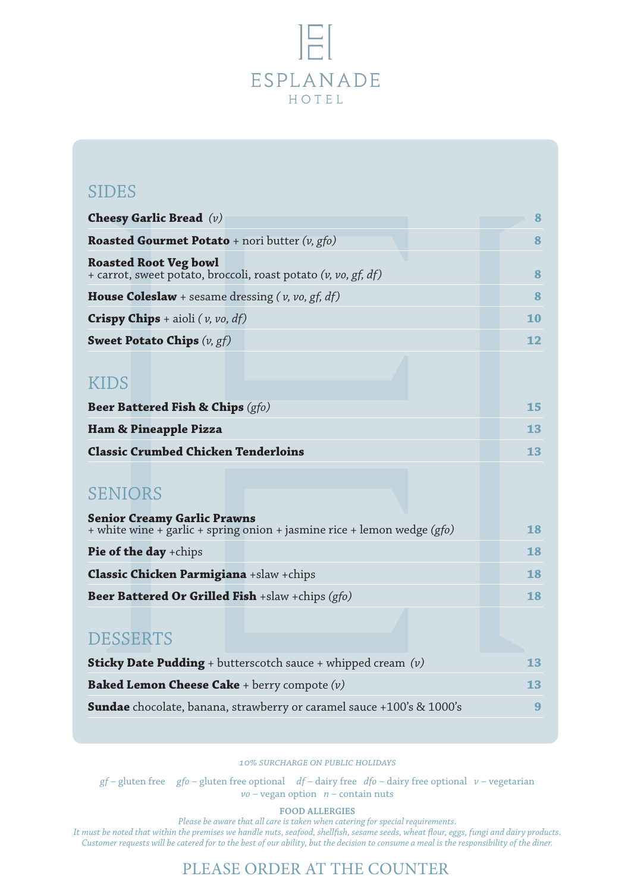# ESPLANADE HOTEL

## SIDES

| | |
|---|---|
| **Cheesy Garlic Bread** *(v)* | 8 |
| **Roasted Gourmet Potato** + nori butter *(v, gfo)* | 8 |
| **Roasted Root Veg bowl** + carrot, sweet potato, broccoli, roast potato *(v, vo, gf, df)* | 8 |
| **House Coleslaw** + sesame dressing *( v, vo, gf, df)* | 8 |
| **Crispy Chips** + aioli *( v, vo, df)* | 10 |
| **Sweet Potato Chips** *(v, gf)* | 12 |

## KIDS

| | |
|---|---|
| **Beer Battered Fish & Chips** *(gfo)* | 15 |
| **Ham & Pineapple Pizza** | 13 |
| **Classic Crumbed Chicken Tenderloins** | 13 |

## SENIORS

| | |
|---|---|
| **Senior Creamy Garlic Prawns** + white wine + garlic + spring onion + jasmine rice + lemon wedge *(gfo)* | 18 |
| **Pie of the day** +chips | 18 |
| **Classic Chicken Parmigiana** +slaw +chips | 18 |
| **Beer Battered Or Grilled Fish** +slaw +chips *(gfo)* | 18 |

## DESSERTS

| | |
|---|---|
| **Sticky Date Pudding** + butterscotch sauce + whipped cream *(v)* | 13 |
| **Baked Lemon Cheese Cake** + berry compote *(v)* | 13 |
| **Sundae** chocolate, banana, strawberry or caramel sauce +100's & 1000's | 9 |

*10% SURCHARGE ON PUBLIC HOLIDAYS*

*gf* – gluten free *gfo* – gluten free optional *df* – dairy free *dfo* – dairy free optional *v* – vegetarian *vo* – vegan option *n* – contain nuts

**FOOD ALLERGIES**

*Please be aware that all care is taken when catering for special requirements.*
*It must be noted that within the premises we handle nuts, seafood, shellfish, sesame seeds, wheat flour, eggs, fungi and dairy products.*
*Customer requests will be catered for to the best of our ability, but the decision to consume a meal is the responsibility of the diner.*

PLEASE ORDER AT THE COUNTER